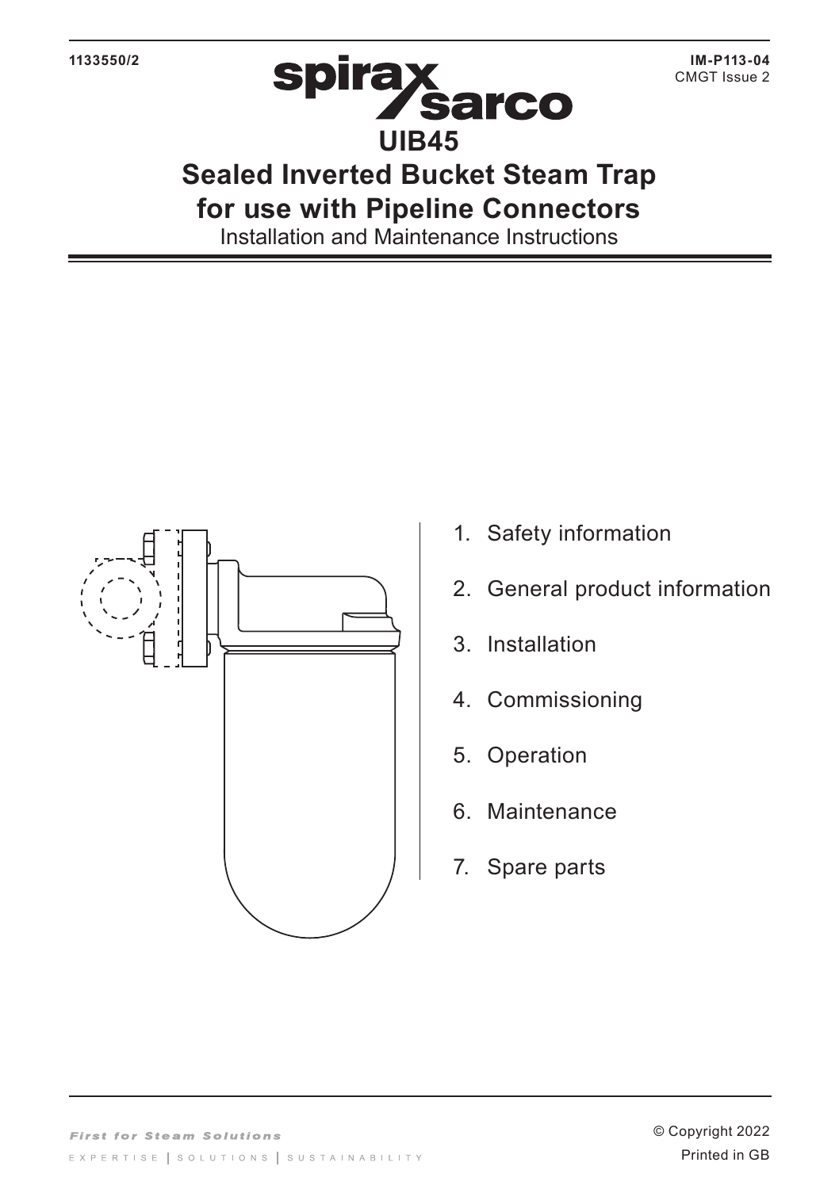1133550/2

IM-P113-04
CMGT Issue 2

# UIB45

# Sealed Inverted Bucket Steam Trap for use with Pipeline Connectors

Installation and Maintenance Instructions

1. Safety information
2. General product information
3. Installation
4. Commissioning
5. Operation
6. Maintenance
7. Spare parts

*First for Steam Solutions*

EXPERTISE | SOLUTIONS | SUSTAINABILITY

© Copyright 2022
Printed in GB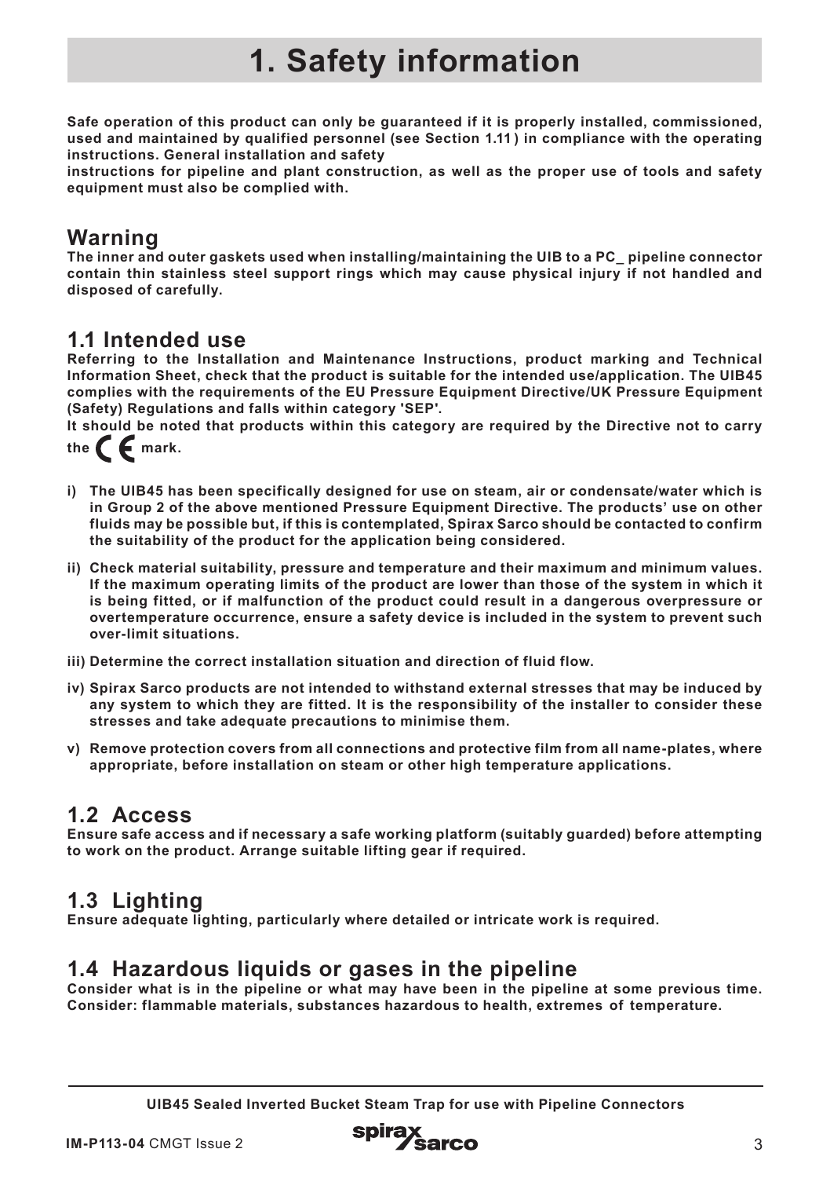# 1. Safety information

**Safe operation of this product can only be guaranteed if it is properly installed, commissioned, used and maintained by qualified personnel (see Section 1.11) in compliance with the operating instructions. General installation and safety instructions for pipeline and plant construction, as well as the proper use of tools and safety equipment must also be complied with.**

## Warning

**The inner and outer gaskets used when installing/maintaining the UIB to a PC_ pipeline connector contain thin stainless steel support rings which may cause physical injury if not handled and disposed of carefully.**

## 1.1 Intended use

**Referring to the Installation and Maintenance Instructions, product marking and Technical Information Sheet, check that the product is suitable for the intended use/application. The UIB45 complies with the requirements of the EU Pressure Equipment Directive/UK Pressure Equipment (Safety) Regulations and falls within category 'SEP'.**

**It should be noted that products within this category are required by the Directive not to carry the CE mark.**

**i) The UIB45 has been specifically designed for use on steam, air or condensate/water which is in Group 2 of the above mentioned Pressure Equipment Directive. The products' use on other fluids may be possible but, if this is contemplated, Spirax Sarco should be contacted to confirm the suitability of the product for the application being considered.**

**ii) Check material suitability, pressure and temperature and their maximum and minimum values. If the maximum operating limits of the product are lower than those of the system in which it is being fitted, or if malfunction of the product could result in a dangerous overpressure or overtemperature occurrence, ensure a safety device is included in the system to prevent such over-limit situations.**

**iii) Determine the correct installation situation and direction of fluid flow.**

**iv) Spirax Sarco products are not intended to withstand external stresses that may be induced by any system to which they are fitted. It is the responsibility of the installer to consider these stresses and take adequate precautions to minimise them.**

**v) Remove protection covers from all connections and protective film from all name-plates, where appropriate, before installation on steam or other high temperature applications.**

## 1.2 Access

**Ensure safe access and if necessary a safe working platform (suitably guarded) before attempting to work on the product. Arrange suitable lifting gear if required.**

## 1.3 Lighting

**Ensure adequate lighting, particularly where detailed or intricate work is required.**

## 1.4 Hazardous liquids or gases in the pipeline

**Consider what is in the pipeline or what may have been in the pipeline at some previous time. Consider: flammable materials, substances hazardous to health, extremes of temperature.**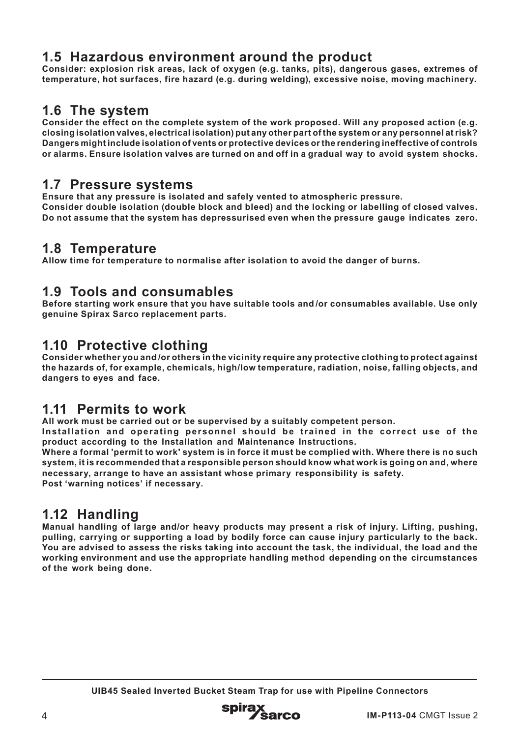## 1.5 Hazardous environment around the product

**Consider: explosion risk areas, lack of oxygen (e.g. tanks, pits), dangerous gases, extremes of temperature, hot surfaces, fire hazard (e.g. during welding), excessive noise, moving machinery.**

## 1.6 The system

**Consider the effect on the complete system of the work proposed. Will any proposed action (e.g. closing isolation valves, electrical isolation) put any other part of the system or any personnel at risk? Dangers might include isolation of vents or protective devices or the rendering ineffective of controls or alarms. Ensure isolation valves are turned on and off in a gradual way to avoid system shocks.**

## 1.7 Pressure systems

**Ensure that any pressure is isolated and safely vented to atmospheric pressure.**
**Consider double isolation (double block and bleed) and the locking or labelling of closed valves.**
**Do not assume that the system has depressurised even when the pressure gauge indicates zero.**

## 1.8 Temperature

**Allow time for temperature to normalise after isolation to avoid the danger of burns.**

## 1.9 Tools and consumables

**Before starting work ensure that you have suitable tools and/or consumables available. Use only genuine Spirax Sarco replacement parts.**

## 1.10 Protective clothing

**Consider whether you and/or others in the vicinity require any protective clothing to protect against the hazards of, for example, chemicals, high/low temperature, radiation, noise, falling objects, and dangers to eyes and face.**

## 1.11 Permits to work

**All work must be carried out or be supervised by a suitably competent person.**
**Installation and operating personnel should be trained in the correct use of the product according to the Installation and Maintenance Instructions.**
**Where a formal 'permit to work' system is in force it must be complied with. Where there is no such system, it is recommended that a responsible person should know what work is going on and, where necessary, arrange to have an assistant whose primary responsibility is safety.**
**Post 'warning notices' if necessary.**

## 1.12 Handling

**Manual handling of large and/or heavy products may present a risk of injury. Lifting, pushing, pulling, carrying or supporting a load by bodily force can cause injury particularly to the back. You are advised to assess the risks taking into account the task, the individual, the load and the working environment and use the appropriate handling method depending on the circumstances of the work being done.**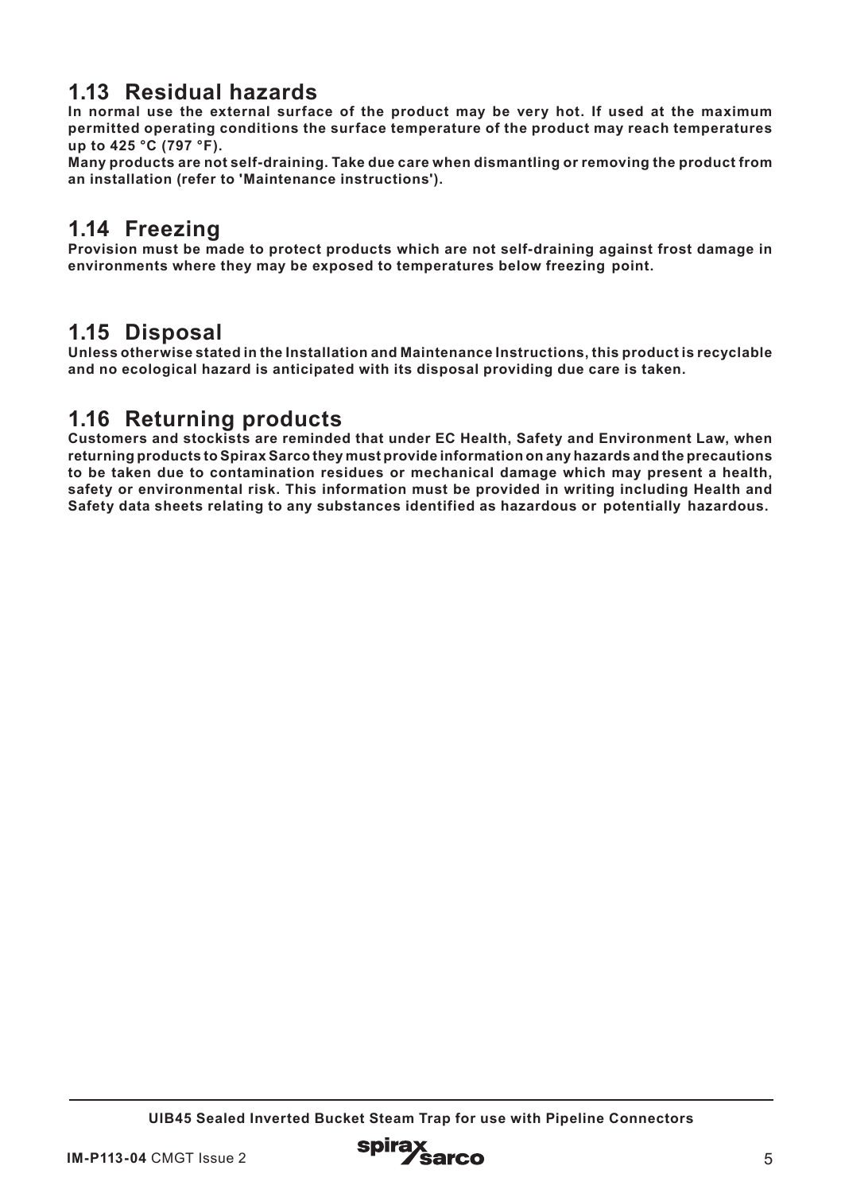## 1.13 Residual hazards

**In normal use the external surface of the product may be very hot. If used at the maximum permitted operating conditions the surface temperature of the product may reach temperatures up to 425 °C (797 °F).**

**Many products are not self-draining. Take due care when dismantling or removing the product from an installation (refer to 'Maintenance instructions').**

## 1.14 Freezing

**Provision must be made to protect products which are not self-draining against frost damage in environments where they may be exposed to temperatures below freezing point.**

## 1.15 Disposal

**Unless otherwise stated in the Installation and Maintenance Instructions, this product is recyclable and no ecological hazard is anticipated with its disposal providing due care is taken.**

## 1.16 Returning products

**Customers and stockists are reminded that under EC Health, Safety and Environment Law, when returning products to Spirax Sarco they must provide information on any hazards and the precautions to be taken due to contamination residues or mechanical damage which may present a health, safety or environmental risk. This information must be provided in writing including Health and Safety data sheets relating to any substances identified as hazardous or potentially hazardous.**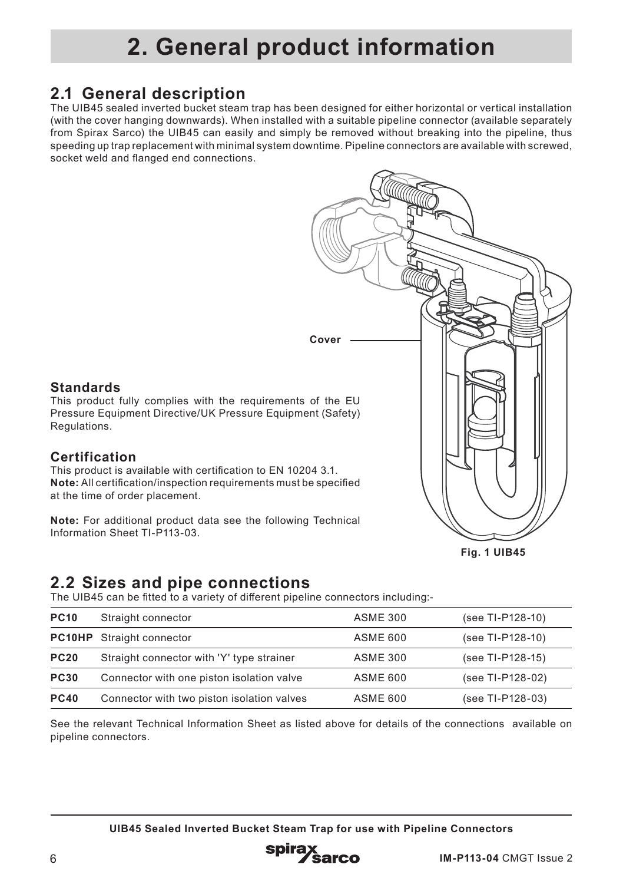# 2. General product information

## 2.1 General description

The UIB45 sealed inverted bucket steam trap has been designed for either horizontal or vertical installation (with the cover hanging downwards). When installed with a suitable pipeline connector (available separately from Spirax Sarco) the UIB45 can easily and simply be removed without breaking into the pipeline, thus speeding up trap replacement with minimal system downtime. Pipeline connectors are available with screwed, socket weld and flanged end connections.

Cover

### Standards

This product fully complies with the requirements of the EU Pressure Equipment Directive/UK Pressure Equipment (Safety) Regulations.

### Certification

This product is available with certification to EN 10204 3.1.
**Note:** All certification/inspection requirements must be specified at the time of order placement.

**Note:** For additional product data see the following Technical Information Sheet TI-P113-03.

**Fig. 1 UIB45**

## 2.2 Sizes and pipe connections

The UIB45 can be fitted to a variety of different pipeline connectors including:-

| | | | |
|---|---|---|---|
| **PC10** | Straight connector | ASME 300 | (see TI-P128-10) |
| **PC10HP** | Straight connector | ASME 600 | (see TI-P128-10) |
| **PC20** | Straight connector with 'Y' type strainer | ASME 300 | (see TI-P128-15) |
| **PC30** | Connector with one piston isolation valve | ASME 600 | (see TI-P128-02) |
| **PC40** | Connector with two piston isolation valves | ASME 600 | (see TI-P128-03) |

See the relevant Technical Information Sheet as listed above for details of the connections available on pipeline connectors.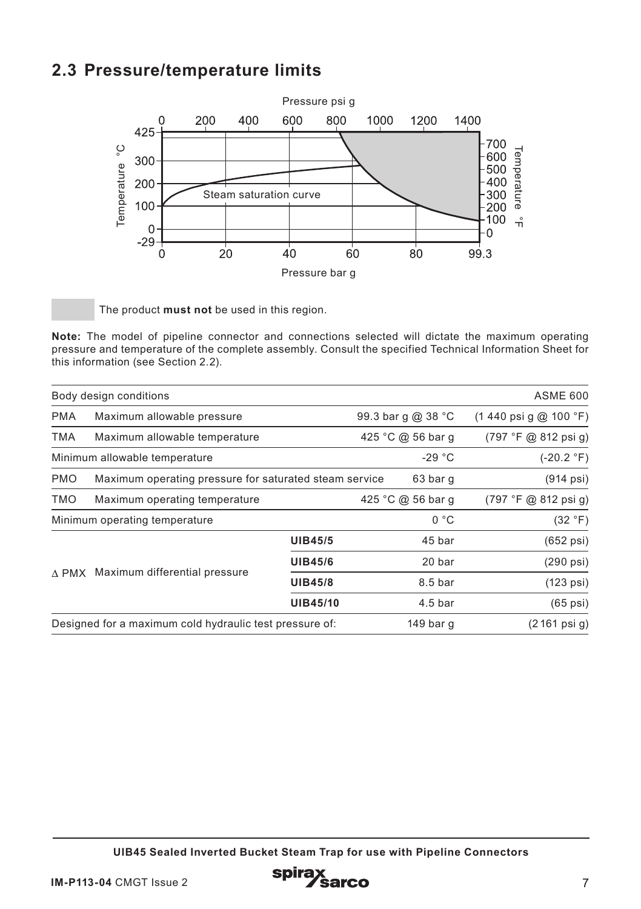## 2.3 Pressure/temperature limits

The product **must not** be used in this region.

**Note:** The model of pipeline connector and connections selected will dictate the maximum operating pressure and temperature of the complete assembly. Consult the specified Technical Information Sheet for this information (see Section 2.2).

| Body design conditions | | | | ASME 600 |
|---|---|---|---|---|
| PMA | Maximum allowable pressure | | 99.3 bar g @ 38 °C | (1 440 psi g @ 100 °F) |
| TMA | Maximum allowable temperature | | 425 °C @ 56 bar g | (797 °F @ 812 psi g) |
| Minimum allowable temperature | | | -29 °C | (-20.2 °F) |
| PMO | Maximum operating pressure for saturated steam service | | 63 bar g | (914 psi) |
| TMO | Maximum operating temperature | | 425 °C @ 56 bar g | (797 °F @ 812 psi g) |
| Minimum operating temperature | | | 0 °C | (32 °F) |
| Δ PMX | Maximum differential pressure | **UIB45/5** | 45 bar | (652 psi) |
| | | **UIB45/6** | 20 bar | (290 psi) |
| | | **UIB45/8** | 8.5 bar | (123 psi) |
| | | **UIB45/10** | 4.5 bar | (65 psi) |
| Designed for a maximum cold hydraulic test pressure of: | | | 149 bar g | (2 161 psi g) |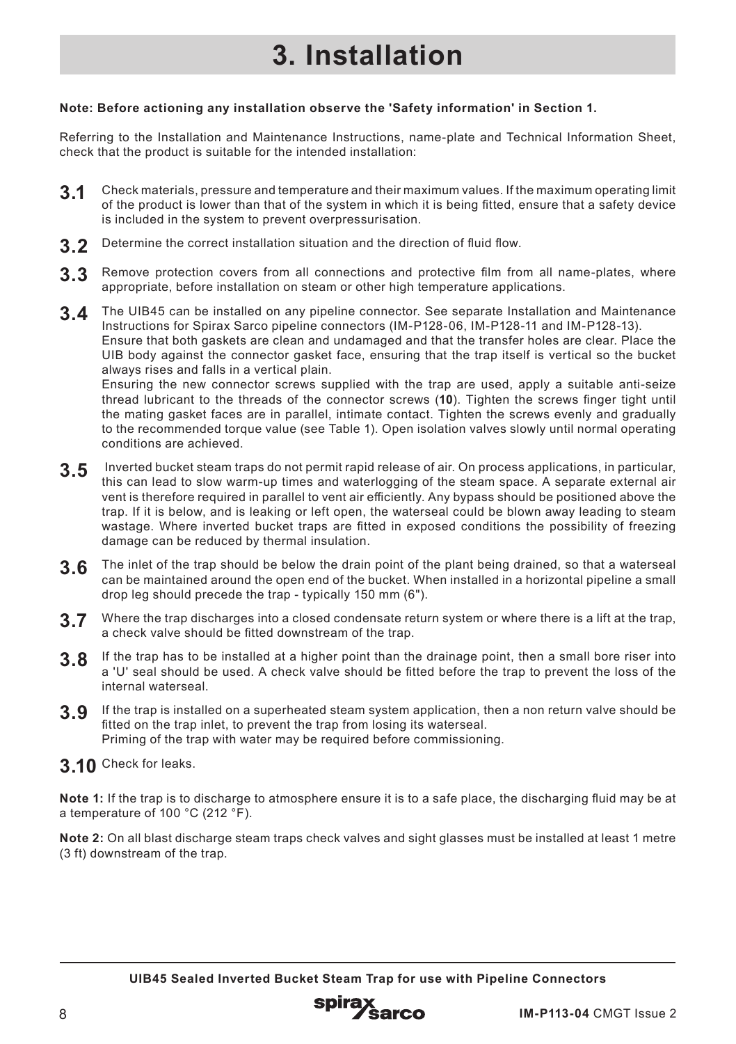# 3. Installation

**Note: Before actioning any installation observe the 'Safety information' in Section 1.**

Referring to the Installation and Maintenance Instructions, name-plate and Technical Information Sheet, check that the product is suitable for the intended installation:

**3.1** Check materials, pressure and temperature and their maximum values. If the maximum operating limit of the product is lower than that of the system in which it is being fitted, ensure that a safety device is included in the system to prevent overpressurisation.

**3.2** Determine the correct installation situation and the direction of fluid flow.

**3.3** Remove protection covers from all connections and protective film from all name-plates, where appropriate, before installation on steam or other high temperature applications.

**3.4** The UIB45 can be installed on any pipeline connector. See separate Installation and Maintenance Instructions for Spirax Sarco pipeline connectors (IM-P128-06, IM-P128-11 and IM-P128-13).
Ensure that both gaskets are clean and undamaged and that the transfer holes are clear. Place the UIB body against the connector gasket face, ensuring that the trap itself is vertical so the bucket always rises and falls in a vertical plain.
Ensuring the new connector screws supplied with the trap are used, apply a suitable anti-seize thread lubricant to the threads of the connector screws (**10**). Tighten the screws finger tight until the mating gasket faces are in parallel, intimate contact. Tighten the screws evenly and gradually to the recommended torque value (see Table 1). Open isolation valves slowly until normal operating conditions are achieved.

**3.5** Inverted bucket steam traps do not permit rapid release of air. On process applications, in particular, this can lead to slow warm-up times and waterlogging of the steam space. A separate external air vent is therefore required in parallel to vent air efficiently. Any bypass should be positioned above the trap. If it is below, and is leaking or left open, the waterseal could be blown away leading to steam wastage. Where inverted bucket traps are fitted in exposed conditions the possibility of freezing damage can be reduced by thermal insulation.

**3.6** The inlet of the trap should be below the drain point of the plant being drained, so that a waterseal can be maintained around the open end of the bucket. When installed in a horizontal pipeline a small drop leg should precede the trap - typically 150 mm (6").

**3.7** Where the trap discharges into a closed condensate return system or where there is a lift at the trap, a check valve should be fitted downstream of the trap.

**3.8** If the trap has to be installed at a higher point than the drainage point, then a small bore riser into a 'U' seal should be used. A check valve should be fitted before the trap to prevent the loss of the internal waterseal.

**3.9** If the trap is installed on a superheated steam system application, then a non return valve should be fitted on the trap inlet, to prevent the trap from losing its waterseal.
Priming of the trap with water may be required before commissioning.

**3.10** Check for leaks.

**Note 1:** If the trap is to discharge to atmosphere ensure it is to a safe place, the discharging fluid may be at a temperature of 100 °C (212 °F).

**Note 2:** On all blast discharge steam traps check valves and sight glasses must be installed at least 1 metre (3 ft) downstream of the trap.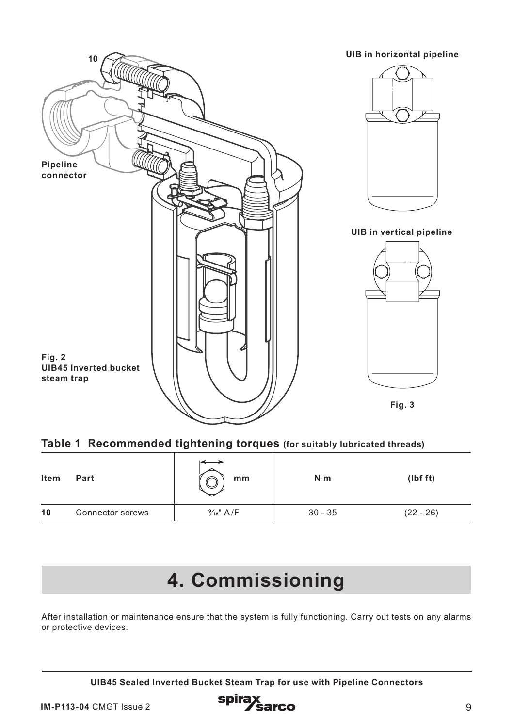10

Pipeline connector

**Fig. 2**
**UIB45 Inverted bucket steam trap**

**UIB in horizontal pipeline**

**UIB in vertical pipeline**

**Fig. 3**

**Table 1 Recommended tightening torques (for suitably lubricated threads)**

| Item | Part | mm | N m | (lbf ft) |
|---|---|---|---|---|
| 10 | Connector screws | 9⁄16" A/F | 30 - 35 | (22 - 26) |

# 4. Commissioning

After installation or maintenance ensure that the system is fully functioning. Carry out tests on any alarms or protective devices.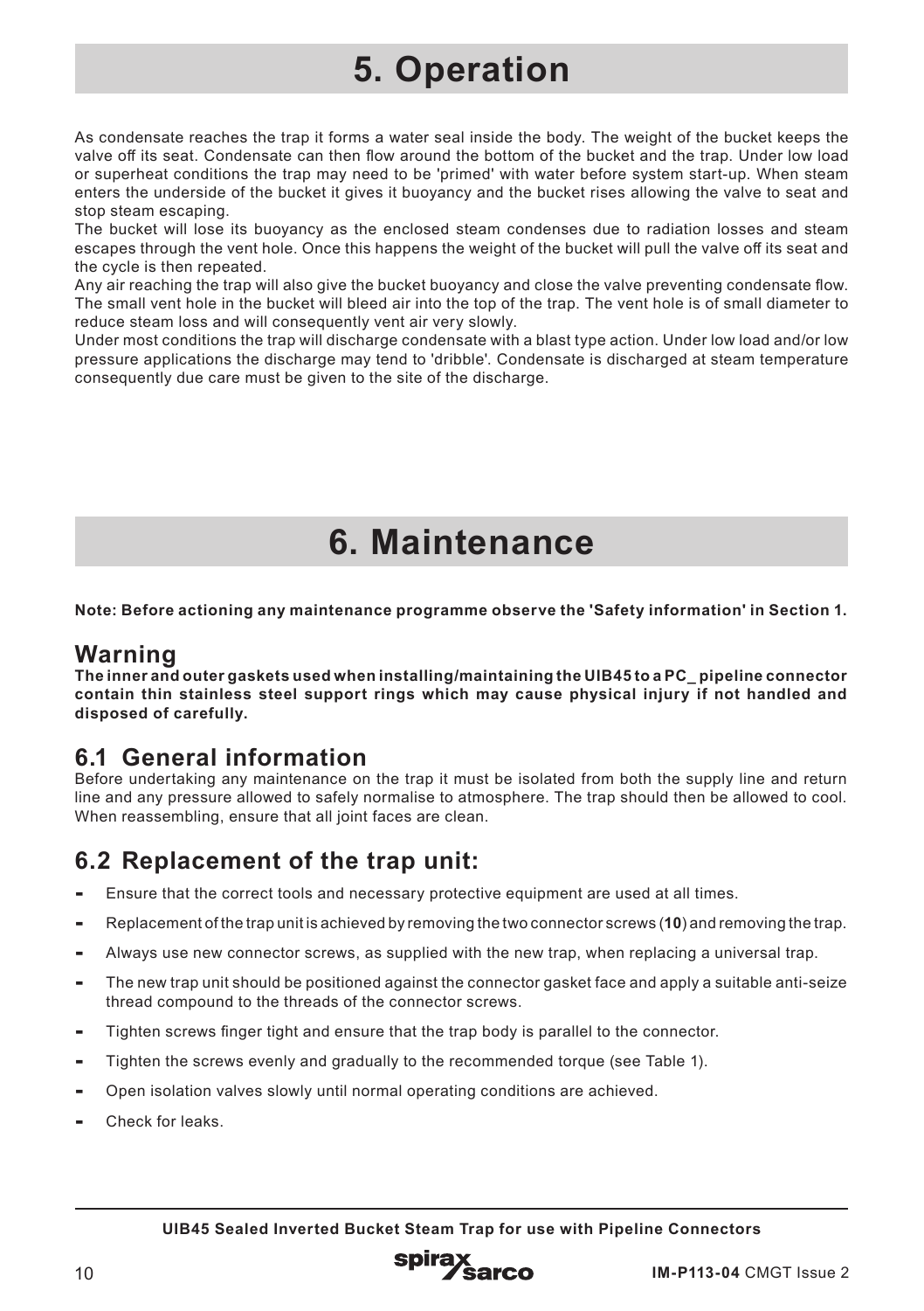# 5. Operation

As condensate reaches the trap it forms a water seal inside the body. The weight of the bucket keeps the valve off its seat. Condensate can then flow around the bottom of the bucket and the trap. Under low load or superheat conditions the trap may need to be 'primed' with water before system start-up. When steam enters the underside of the bucket it gives it buoyancy and the bucket rises allowing the valve to seat and stop steam escaping.

The bucket will lose its buoyancy as the enclosed steam condenses due to radiation losses and steam escapes through the vent hole. Once this happens the weight of the bucket will pull the valve off its seat and the cycle is then repeated.

Any air reaching the trap will also give the bucket buoyancy and close the valve preventing condensate flow. The small vent hole in the bucket will bleed air into the top of the trap. The vent hole is of small diameter to reduce steam loss and will consequently vent air very slowly.

Under most conditions the trap will discharge condensate with a blast type action. Under low load and/or low pressure applications the discharge may tend to 'dribble'. Condensate is discharged at steam temperature consequently due care must be given to the site of the discharge.

# 6. Maintenance

**Note: Before actioning any maintenance programme observe the 'Safety information' in Section 1.**

## Warning

**The inner and outer gaskets used when installing/maintaining the UIB45 to a PC_ pipeline connector contain thin stainless steel support rings which may cause physical injury if not handled and disposed of carefully.**

## 6.1 General information

Before undertaking any maintenance on the trap it must be isolated from both the supply line and return line and any pressure allowed to safely normalise to atmosphere. The trap should then be allowed to cool. When reassembling, ensure that all joint faces are clean.

## 6.2 Replacement of the trap unit:

- Ensure that the correct tools and necessary protective equipment are used at all times.
- Replacement of the trap unit is achieved by removing the two connector screws (**10**) and removing the trap.
- Always use new connector screws, as supplied with the new trap, when replacing a universal trap.
- The new trap unit should be positioned against the connector gasket face and apply a suitable anti-seize thread compound to the threads of the connector screws.
- Tighten screws finger tight and ensure that the trap body is parallel to the connector.
- Tighten the screws evenly and gradually to the recommended torque (see Table 1).
- Open isolation valves slowly until normal operating conditions are achieved.
- Check for leaks.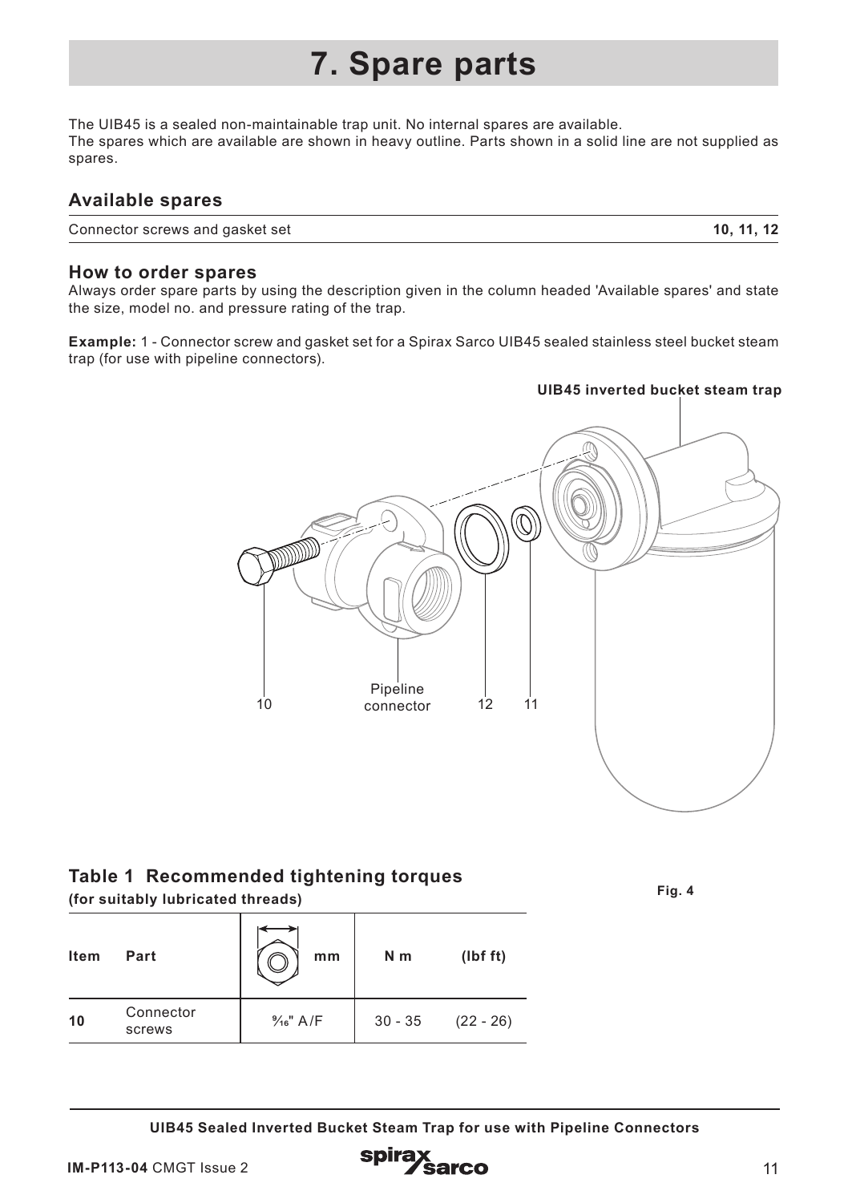# 7. Spare parts

The UIB45 is a sealed non-maintainable trap unit. No internal spares are available.
The spares which are available are shown in heavy outline. Parts shown in a solid line are not supplied as spares.

### Available spares

| Connector screws and gasket set | **10, 11, 12** |
|---|---|

### How to order spares

Always order spare parts by using the description given in the column headed 'Available spares' and state the size, model no. and pressure rating of the trap.

**Example:** 1 - Connector screw and gasket set for a Spirax Sarco UIB45 sealed stainless steel bucket steam trap (for use with pipeline connectors).

**UIB45 inverted bucket steam trap**

10 Pipeline connector 12 11

**Fig. 4**

### Table 1 Recommended tightening torques

**(for suitably lubricated threads)**

| Item | Part | mm | N m | (lbf ft) |
|---|---|---|---|---|
| **10** | Connector screws | 9⁄16" A/F | 30 - 35 | (22 - 26) |